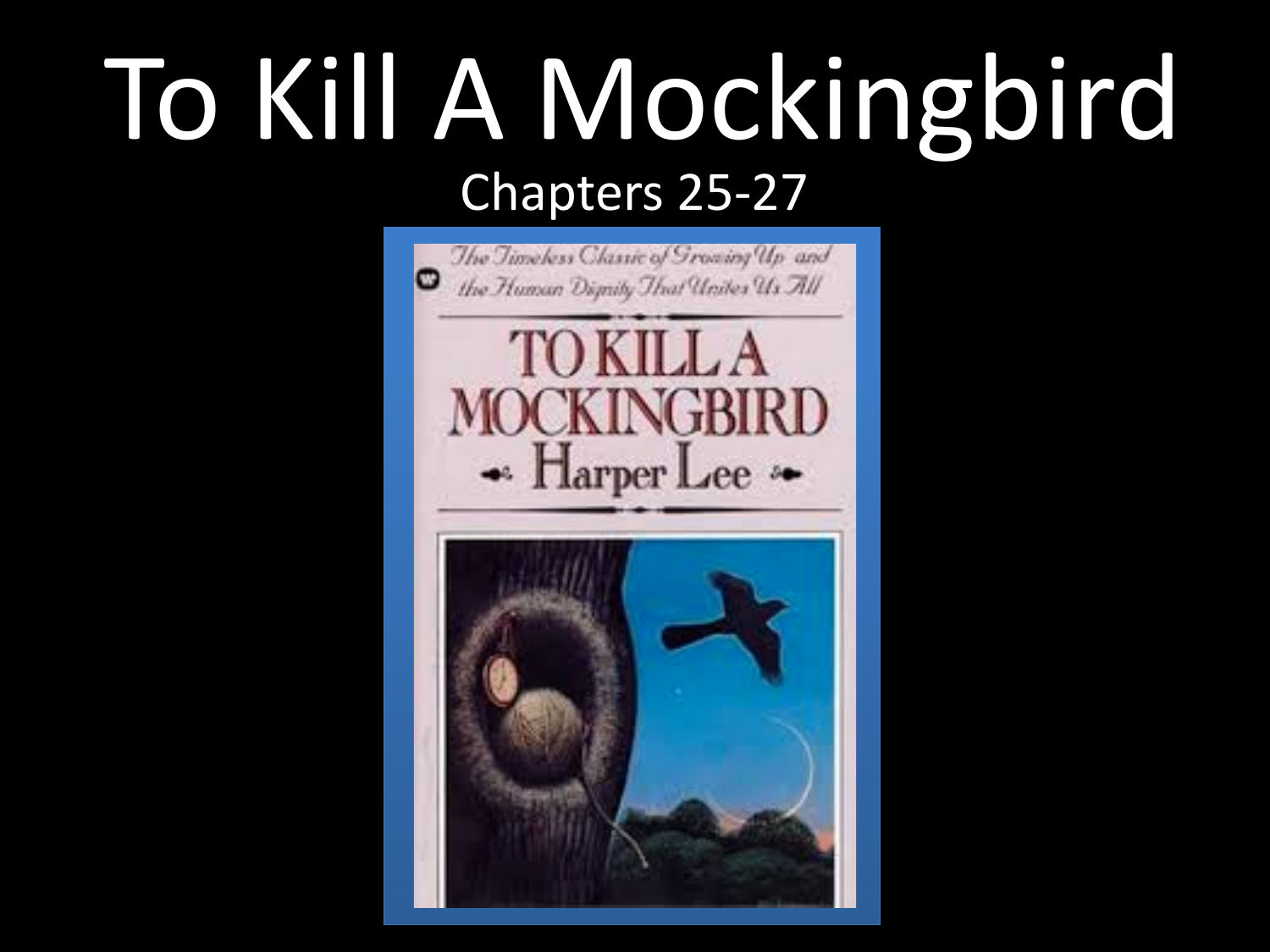# To Kill A Mockingbird

## Chapters 25-27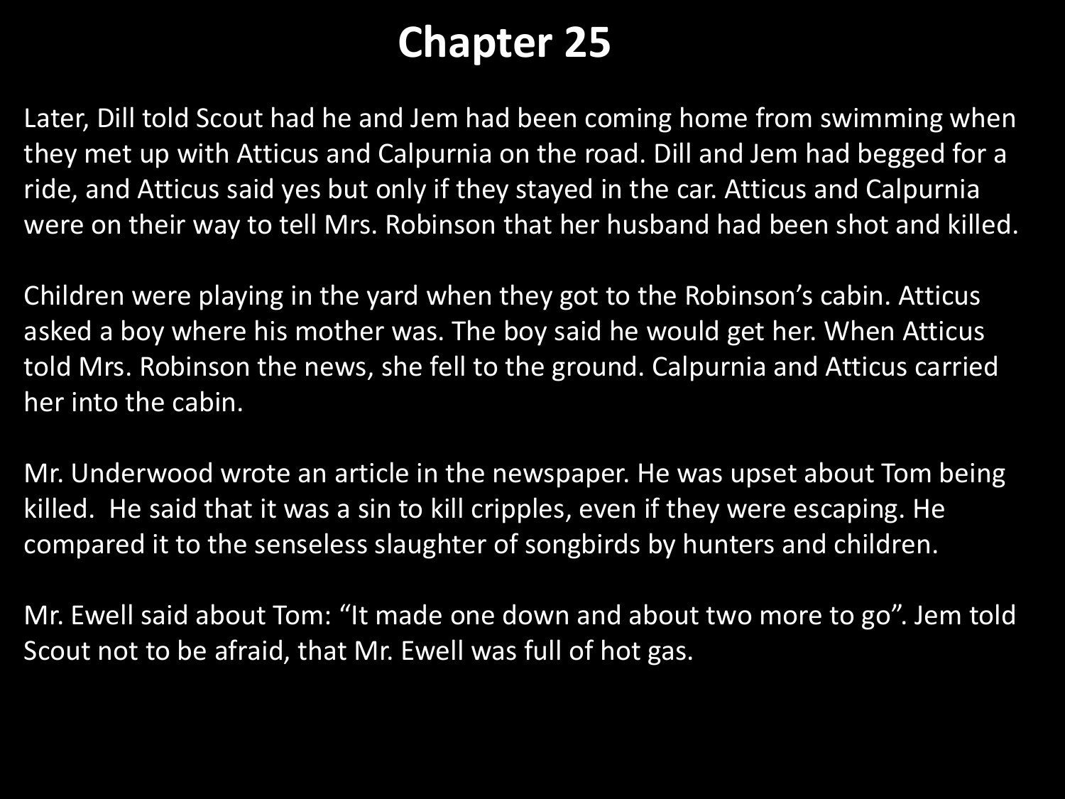# Chapter 25

Later, Dill told Scout had he and Jem had been coming home from swimming when they met up with Atticus and Calpurnia on the road. Dill and Jem had begged for a ride, and Atticus said yes but only if they stayed in the car. Atticus and Calpurnia were on their way to tell Mrs. Robinson that her husband had been shot and killed.

Children were playing in the yard when they got to the Robinson's cabin. Atticus asked a boy where his mother was. The boy said he would get her. When Atticus told Mrs. Robinson the news, she fell to the ground. Calpurnia and Atticus carried her into the cabin.

Mr. Underwood wrote an article in the newspaper. He was upset about Tom being killed. He said that it was a sin to kill cripples, even if they were escaping. He compared it to the senseless slaughter of songbirds by hunters and children.

Mr. Ewell said about Tom: "It made one down and about two more to go". Jem told Scout not to be afraid, that Mr. Ewell was full of hot gas.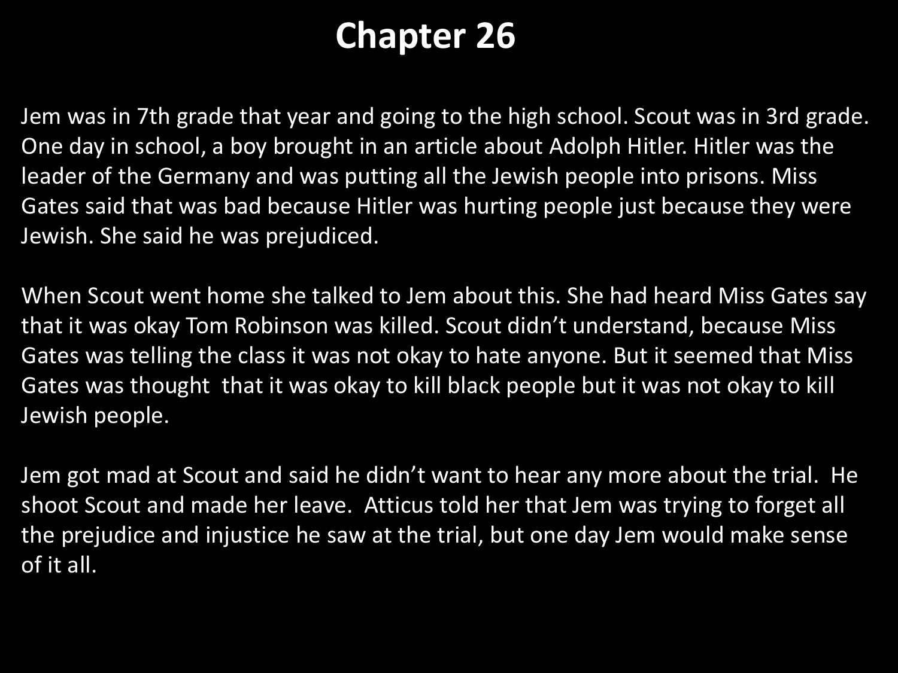# Chapter 26

Jem was in 7th grade that year and going to the high school. Scout was in 3rd grade. One day in school, a boy brought in an article about Adolph Hitler. Hitler was the leader of the Germany and was putting all the Jewish people into prisons. Miss Gates said that was bad because Hitler was hurting people just because they were Jewish. She said he was prejudiced.

When Scout went home she talked to Jem about this. She had heard Miss Gates say that it was okay Tom Robinson was killed. Scout didn't understand, because Miss Gates was telling the class it was not okay to hate anyone. But it seemed that Miss Gates was thought that it was okay to kill black people but it was not okay to kill Jewish people.

Jem got mad at Scout and said he didn't want to hear any more about the trial. He shoot Scout and made her leave. Atticus told her that Jem was trying to forget all the prejudice and injustice he saw at the trial, but one day Jem would make sense of it all.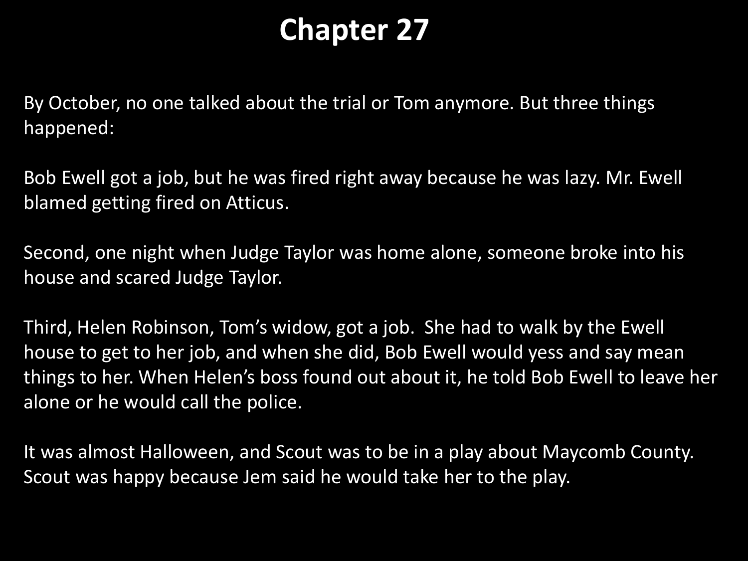# Chapter 27

By October, no one talked about the trial or Tom anymore. But three things happened:

Bob Ewell got a job, but he was fired right away because he was lazy. Mr. Ewell blamed getting fired on Atticus.

Second, one night when Judge Taylor was home alone, someone broke into his house and scared Judge Taylor.

Third, Helen Robinson, Tom's widow, got a job. She had to walk by the Ewell house to get to her job, and when she did, Bob Ewell would yess and say mean things to her. When Helen's boss found out about it, he told Bob Ewell to leave her alone or he would call the police.

It was almost Halloween, and Scout was to be in a play about Maycomb County. Scout was happy because Jem said he would take her to the play.